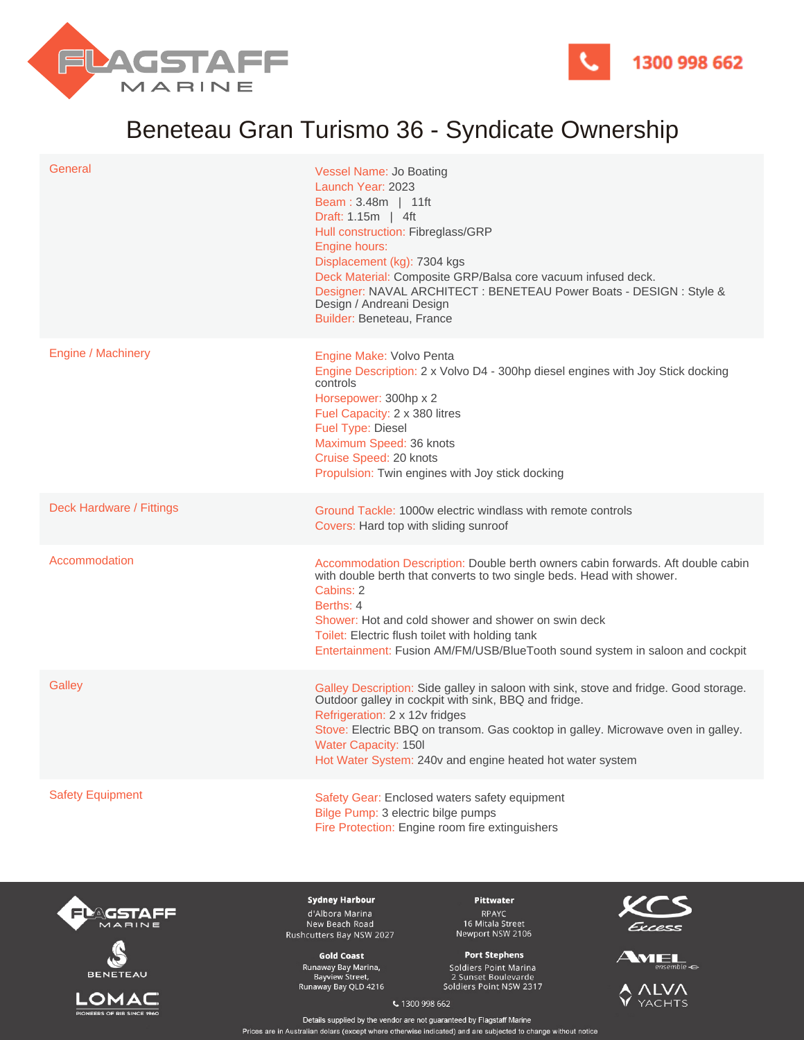# Beneteau Gran Turismo 36 - Syndicate Ownership

1300 998 662

| | |
|---|---|
| General | Vessel Name: Jo Boating<br>Launch Year: 2023<br>Beam : 3.48m \| 11ft<br>Draft: 1.15m \| 4ft<br>Hull construction: Fibreglass/GRP<br>Engine hours:<br>Displacement (kg): 7304 kgs<br>Deck Material: Composite GRP/Balsa core vacuum infused deck.<br>Designer: NAVAL ARCHITECT : BENETEAU Power Boats - DESIGN : Style & Design / Andreani Design<br>Builder: Beneteau, France |
| Engine / Machinery | Engine Make: Volvo Penta<br>Engine Description: 2 x Volvo D4 - 300hp diesel engines with Joy Stick docking controls<br>Horsepower: 300hp x 2<br>Fuel Capacity: 2 x 380 litres<br>Fuel Type: Diesel<br>Maximum Speed: 36 knots<br>Cruise Speed: 20 knots<br>Propulsion: Twin engines with Joy stick docking |
| Deck Hardware / Fittings | Ground Tackle: 1000w electric windlass with remote controls<br>Covers: Hard top with sliding sunroof |
| Accommodation | Accommodation Description: Double berth owners cabin forwards. Aft double cabin with double berth that converts to two single beds. Head with shower.<br>Cabins: 2<br>Berths: 4<br>Shower: Hot and cold shower and shower on swin deck<br>Toilet: Electric flush toilet with holding tank<br>Entertainment: Fusion AM/FM/USB/BlueTooth sound system in saloon and cockpit |
| Galley | Galley Description: Side galley in saloon with sink, stove and fridge. Good storage. Outdoor galley in cockpit with sink, BBQ and fridge.<br>Refrigeration: 2 x 12v fridges<br>Stove: Electric BBQ on transom. Gas cooktop in galley. Microwave oven in galley.<br>Water Capacity: 150l<br>Hot Water System: 240v and engine heated hot water system |
| Safety Equipment | Safety Gear: Enclosed waters safety equipment<br>Bilge Pump: 3 electric bilge pumps<br>Fire Protection: Engine room fire extinguishers |

**Sydney Harbour**
d'Albora Marina
New Beach Road
Rushcutters Bay NSW 2027

**Pittwater**
RPAYC
16 Mitala Street
Newport NSW 2106

**Gold Coast**
Runaway Bay Marina,
Bayview Street,
Runaway Bay QLD 4216

**Port Stephens**
Soldiers Point Marina
2 Sunset Boulevarde
Soldiers Point NSW 2317

1300 998 662

Details supplied by the vendor are not guaranteed by Flagstaff Marine

Prices are in Australian dollars (except where otherwise indicated) and are subjected to change without notice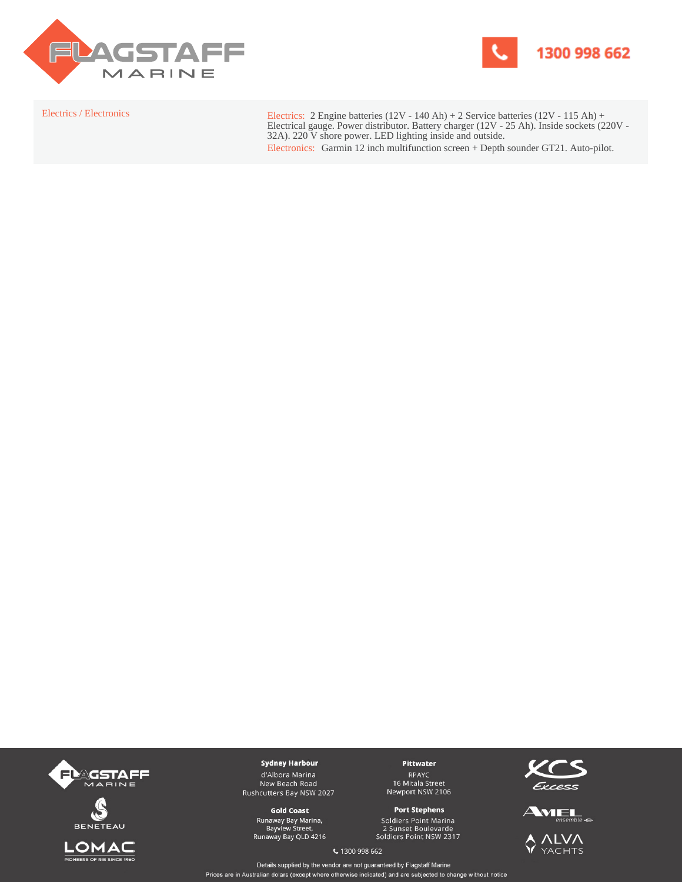| | |
|---|---|
| Electrics / Electronics | Electrics: 2 Engine batteries (12V - 140 Ah) + 2 Service batteries (12V - 115 Ah) + Electrical gauge. Power distributor. Battery charger (12V - 25 Ah). Inside sockets (220V - 32A). 220 V shore power. LED lighting inside and outside.<br>Electronics: Garmin 12 inch multifunction screen + Depth sounder GT21. Auto-pilot. |